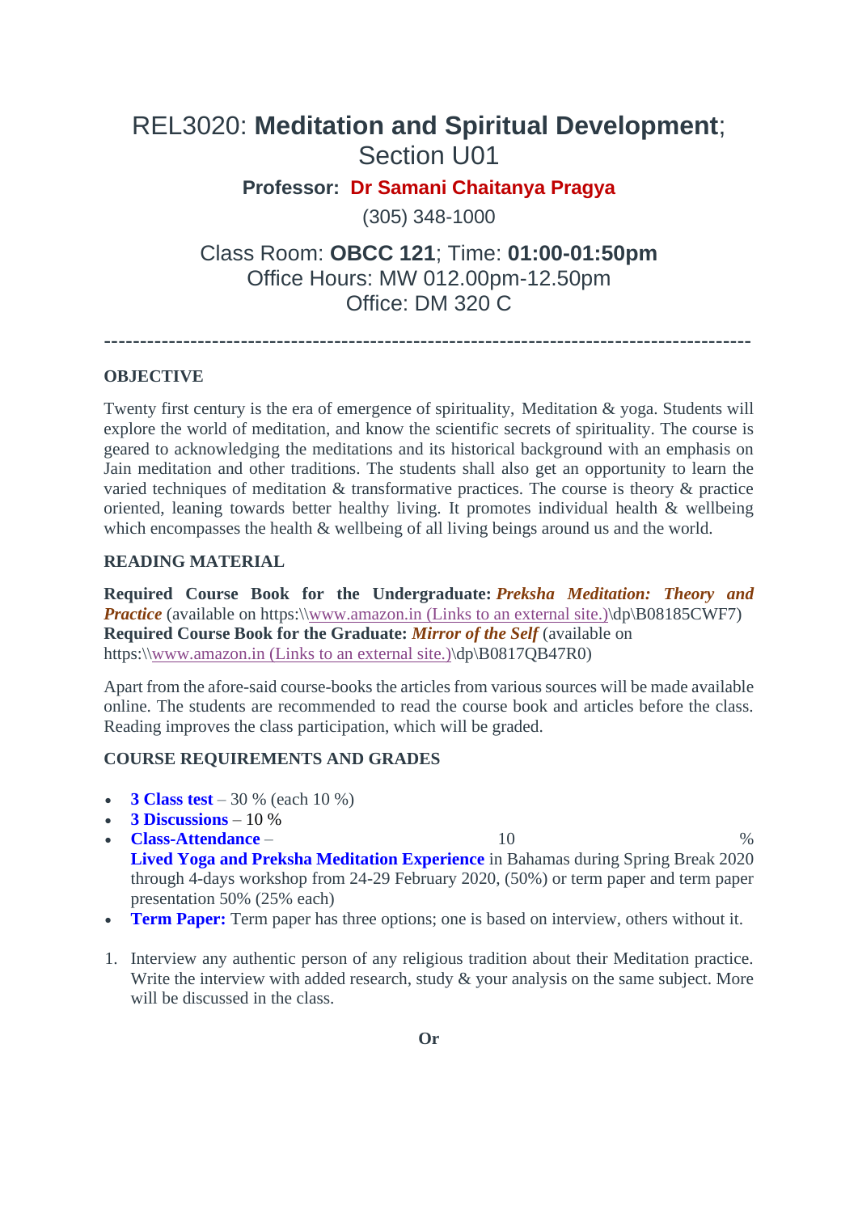# REL3020: **Meditation and Spiritual Development**; Section U01

**Professor: Dr Samani Chaitanya Pragya**

(305) 348-1000

Class Room: **OBCC 121**; Time: **01:00-01:50pm**
Office Hours: MW 012.00pm-12.50pm
Office: DM 320 C

---

**OBJECTIVE**

Twenty first century is the era of emergence of spirituality, Meditation & yoga. Students will explore the world of meditation, and know the scientific secrets of spirituality. The course is geared to acknowledging the meditations and its historical background with an emphasis on Jain meditation and other traditions. The students shall also get an opportunity to learn the varied techniques of meditation & transformative practices. The course is theory & practice oriented, leaning towards better healthy living. It promotes individual health & wellbeing which encompasses the health & wellbeing of all living beings around us and the world.

**READING MATERIAL**

**Required Course Book for the Undergraduate:** ***Preksha Meditation: Theory and Practice*** (available on https:\\www.amazon.in (Links to an external site.)\dp\B08185CWF7)
**Required Course Book for the Graduate:** ***Mirror of the Self*** (available on https:\\www.amazon.in (Links to an external site.)\dp\B0817QB47R0)

Apart from the afore-said course-books the articles from various sources will be made available online. The students are recommended to read the course book and articles before the class. Reading improves the class participation, which will be graded.

**COURSE REQUIREMENTS AND GRADES**

- **3 Class test** – 30 % (each 10 %)
- **3 Discussions** – 10 %
- **Class-Attendance** – 10 %
  **Lived Yoga and Preksha Meditation Experience** in Bahamas during Spring Break 2020 through 4-days workshop from 24-29 February 2020, (50%) or term paper and term paper presentation 50% (25% each)
- **Term Paper:** Term paper has three options; one is based on interview, others without it.

1. Interview any authentic person of any religious tradition about their Meditation practice. Write the interview with added research, study & your analysis on the same subject. More will be discussed in the class.

**Or**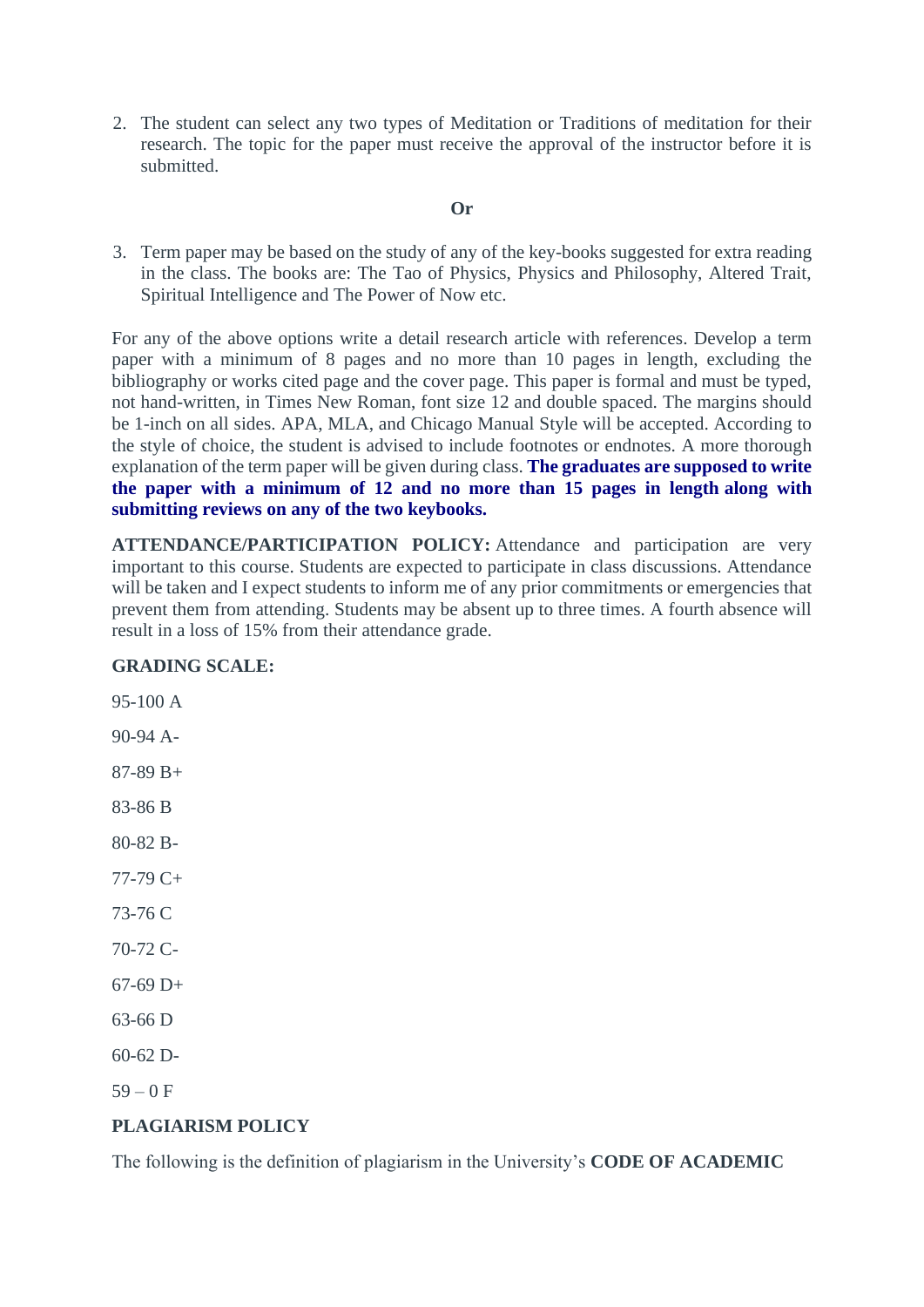2. The student can select any two types of Meditation or Traditions of meditation for their research. The topic for the paper must receive the approval of the instructor before it is submitted.

**Or**

3. Term paper may be based on the study of any of the key-books suggested for extra reading in the class. The books are: The Tao of Physics, Physics and Philosophy, Altered Trait, Spiritual Intelligence and The Power of Now etc.

For any of the above options write a detail research article with references. Develop a term paper with a minimum of 8 pages and no more than 10 pages in length, excluding the bibliography or works cited page and the cover page. This paper is formal and must be typed, not hand-written, in Times New Roman, font size 12 and double spaced. The margins should be 1-inch on all sides. APA, MLA, and Chicago Manual Style will be accepted. According to the style of choice, the student is advised to include footnotes or endnotes. A more thorough explanation of the term paper will be given during class. **The graduates are supposed to write the paper with a minimum of 12 and no more than 15 pages in length along with submitting reviews on any of the two keybooks.**

**ATTENDANCE/PARTICIPATION POLICY:** Attendance and participation are very important to this course. Students are expected to participate in class discussions. Attendance will be taken and I expect students to inform me of any prior commitments or emergencies that prevent them from attending. Students may be absent up to three times. A fourth absence will result in a loss of 15% from their attendance grade.

**GRADING SCALE:**

95-100 A

90-94 A-

87-89 B+

83-86 B

80-82 B-

77-79 C+

73-76 C

70-72 C-

67-69 D+

63-66 D

60-62 D-

59 – 0 F

**PLAGIARISM POLICY**

The following is the definition of plagiarism in the University's **CODE OF ACADEMIC**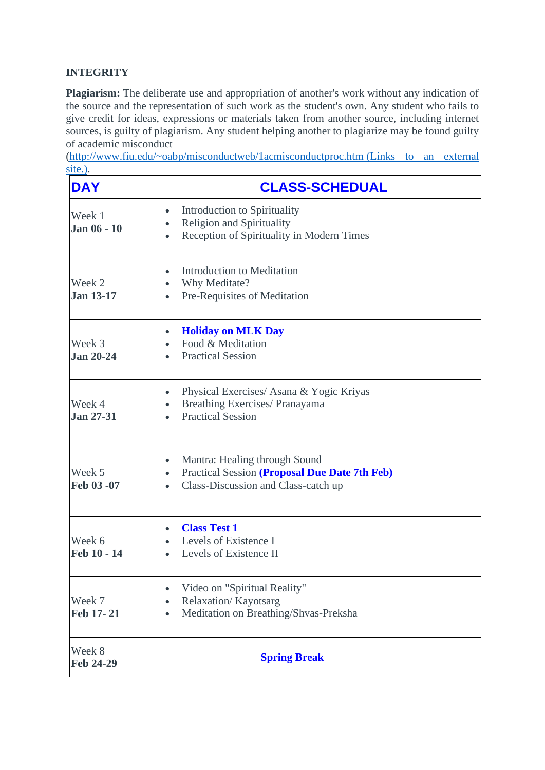**INTEGRITY**

**Plagiarism:** The deliberate use and appropriation of another's work without any indication of the source and the representation of such work as the student's own. Any student who fails to give credit for ideas, expressions or materials taken from another source, including internet sources, is guilty of plagiarism. Any student helping another to plagiarize may be found guilty of academic misconduct (http://www.fiu.edu/~oabp/misconductweb/1acmisconductproc.htm (Links to an external site.).

| DAY | CLASS-SCHEDUAL |
|---|---|
| Week 1 **Jan 06 - 10** | • Introduction to Spirituality<br>• Religion and Spirituality<br>• Reception of Spirituality in Modern Times |
| Week 2 **Jan 13-17** | • Introduction to Meditation<br>• Why Meditate?<br>• Pre-Requisites of Meditation |
| Week 3 **Jan 20-24** | • **Holiday on MLK Day**<br>• Food & Meditation<br>• Practical Session |
| Week 4 **Jan 27-31** | • Physical Exercises/ Asana & Yogic Kriyas<br>• Breathing Exercises/ Pranayama<br>• Practical Session |
| Week 5 **Feb 03 -07** | • Mantra: Healing through Sound<br>• Practical Session **(Proposal Due Date 7th Feb)**<br>• Class-Discussion and Class-catch up |
| Week 6 **Feb 10 - 14** | • **Class Test 1**<br>• Levels of Existence I<br>• Levels of Existence II |
| Week 7 **Feb 17- 21** | • Video on "Spiritual Reality"<br>• Relaxation/ Kayotsarg<br>• Meditation on Breathing/Shvas-Preksha |
| Week 8 **Feb 24-29** | **Spring Break** |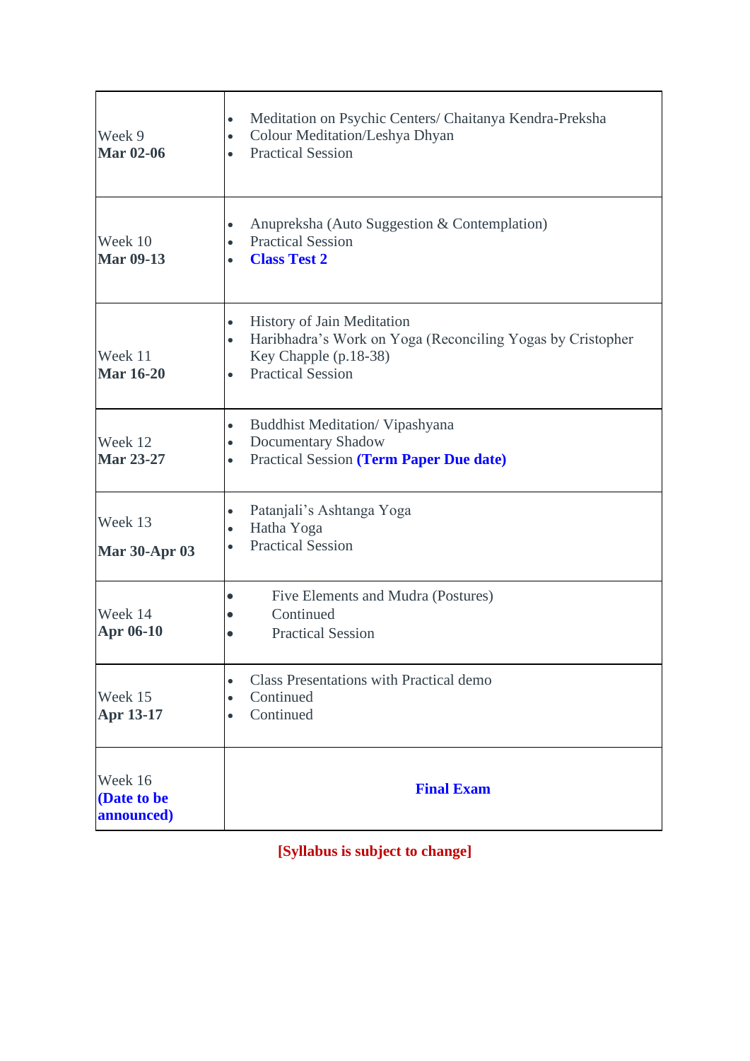| | |
|---|---|
| Week 9 **Mar 02-06** | • Meditation on Psychic Centers/ Chaitanya Kendra-Preksha<br>• Colour Meditation/Leshya Dhyan<br>• Practical Session |
| Week 10 **Mar 09-13** | • Anupreksha (Auto Suggestion & Contemplation)<br>• Practical Session<br>• **Class Test 2** |
| Week 11 **Mar 16-20** | • History of Jain Meditation<br>• Haribhadra's Work on Yoga (Reconciling Yogas by Cristopher Key Chapple (p.18-38)<br>• Practical Session |
| Week 12 **Mar 23-27** | • Buddhist Meditation/ Vipashyana<br>• Documentary Shadow<br>• Practical Session **(Term Paper Due date)** |
| Week 13 **Mar 30-Apr 03** | • Patanjali's Ashtanga Yoga<br>• Hatha Yoga<br>• Practical Session |
| Week 14 **Apr 06-10** | • Five Elements and Mudra (Postures)<br>• Continued<br>• Practical Session |
| Week 15 **Apr 13-17** | • Class Presentations with Practical demo<br>• Continued<br>• Continued |
| Week 16 **(Date to be announced)** | **Final Exam** |

**[Syllabus is subject to change]**